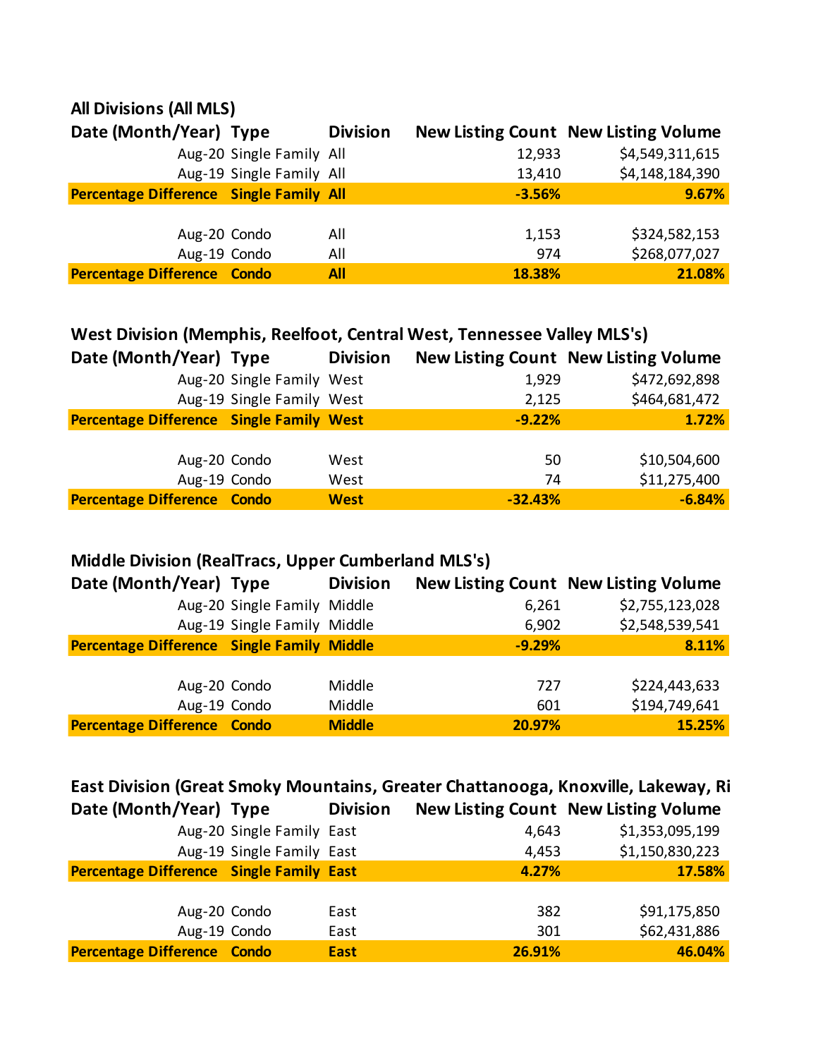## All Divisions (All MLS)

| Date (Month/Year) | Type | Division | New Listing Count | New Listing Volume |
|---|---|---|---|---|
| Aug-20 | Single Family | All | 12,933 | $4,549,311,615 |
| Aug-19 | Single Family | All | 13,410 | $4,148,184,390 |
| **Percentage Difference** | **Single Family** | **All** | **-3.56%** | **9.67%** |
| | | | | |
| Aug-20 | Condo | All | 1,153 | $324,582,153 |
| Aug-19 | Condo | All | 974 | $268,077,027 |
| **Percentage Difference** | **Condo** | **All** | **18.38%** | **21.08%** |

## West Division (Memphis, Reelfoot, Central West, Tennessee Valley MLS's)

| Date (Month/Year) | Type | Division | New Listing Count | New Listing Volume |
|---|---|---|---|---|
| Aug-20 | Single Family | West | 1,929 | $472,692,898 |
| Aug-19 | Single Family | West | 2,125 | $464,681,472 |
| **Percentage Difference** | **Single Family** | **West** | **-9.22%** | **1.72%** |
| | | | | |
| Aug-20 | Condo | West | 50 | $10,504,600 |
| Aug-19 | Condo | West | 74 | $11,275,400 |
| **Percentage Difference** | **Condo** | **West** | **-32.43%** | **-6.84%** |

## Middle Division (RealTracs, Upper Cumberland MLS's)

| Date (Month/Year) | Type | Division | New Listing Count | New Listing Volume |
|---|---|---|---|---|
| Aug-20 | Single Family | Middle | 6,261 | $2,755,123,028 |
| Aug-19 | Single Family | Middle | 6,902 | $2,548,539,541 |
| **Percentage Difference** | **Single Family** | **Middle** | **-9.29%** | **8.11%** |
| | | | | |
| Aug-20 | Condo | Middle | 727 | $224,443,633 |
| Aug-19 | Condo | Middle | 601 | $194,749,641 |
| **Percentage Difference** | **Condo** | **Middle** | **20.97%** | **15.25%** |

## East Division (Great Smoky Mountains, Greater Chattanooga, Knoxville, Lakeway, Ri

| Date (Month/Year) | Type | Division | New Listing Count | New Listing Volume |
|---|---|---|---|---|
| Aug-20 | Single Family | East | 4,643 | $1,353,095,199 |
| Aug-19 | Single Family | East | 4,453 | $1,150,830,223 |
| **Percentage Difference** | **Single Family** | **East** | **4.27%** | **17.58%** |
| | | | | |
| Aug-20 | Condo | East | 382 | $91,175,850 |
| Aug-19 | Condo | East | 301 | $62,431,886 |
| **Percentage Difference** | **Condo** | **East** | **26.91%** | **46.04%** |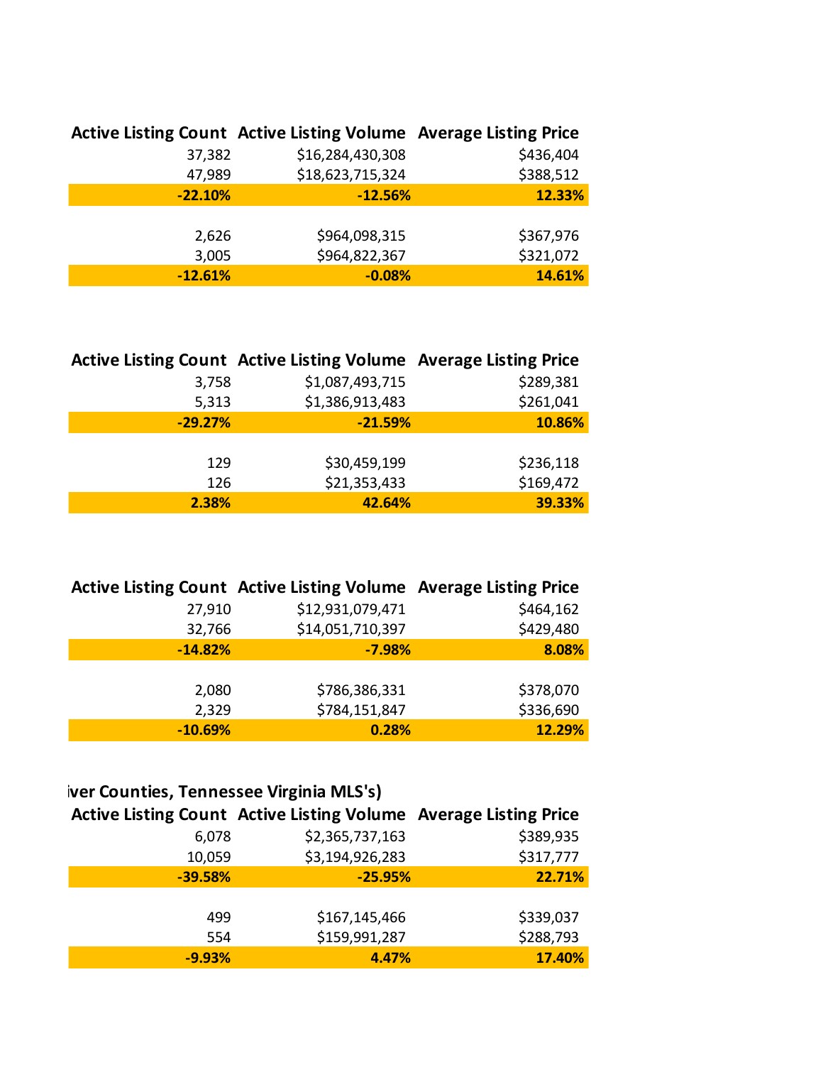| Active Listing Count | Active Listing Volume | Average Listing Price |
|---|---|---|
| 37,382 | $16,284,430,308 | $436,404 |
| 47,989 | $18,623,715,324 | $388,512 |
| **-22.10%** | **-12.56%** | **12.33%** |
| | | |
| 2,626 | $964,098,315 | $367,976 |
| 3,005 | $964,822,367 | $321,072 |
| **-12.61%** | **-0.08%** | **14.61%** |

| Active Listing Count | Active Listing Volume | Average Listing Price |
|---|---|---|
| 3,758 | $1,087,493,715 | $289,381 |
| 5,313 | $1,386,913,483 | $261,041 |
| **-29.27%** | **-21.59%** | **10.86%** |
| | | |
| 129 | $30,459,199 | $236,118 |
| 126 | $21,353,433 | $169,472 |
| **2.38%** | **42.64%** | **39.33%** |

| Active Listing Count | Active Listing Volume | Average Listing Price |
|---|---|---|
| 27,910 | $12,931,079,471 | $464,162 |
| 32,766 | $14,051,710,397 | $429,480 |
| **-14.82%** | **-7.98%** | **8.08%** |
| | | |
| 2,080 | $786,386,331 | $378,070 |
| 2,329 | $784,151,847 | $336,690 |
| **-10.69%** | **0.28%** | **12.29%** |

**iver Counties, Tennessee Virginia MLS's)**

| Active Listing Count | Active Listing Volume | Average Listing Price |
|---|---|---|
| 6,078 | $2,365,737,163 | $389,935 |
| 10,059 | $3,194,926,283 | $317,777 |
| **-39.58%** | **-25.95%** | **22.71%** |
| | | |
| 499 | $167,145,466 | $339,037 |
| 554 | $159,991,287 | $288,793 |
| **-9.93%** | **4.47%** | **17.40%** |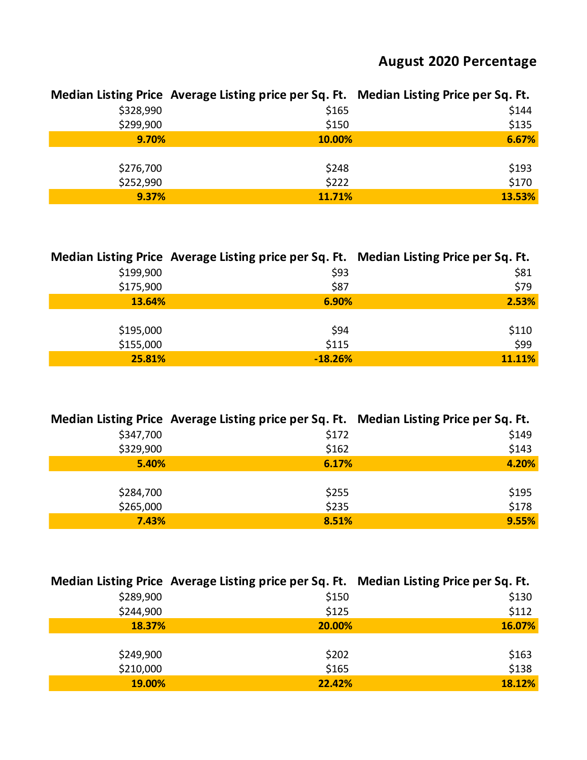## August 2020 Percentage

| Median Listing Price | Average Listing price per Sq. Ft. | Median Listing Price per Sq. Ft. |
|---|---|---|
| $328,990 | $165 | $144 |
| $299,900 | $150 | $135 |
| **9.70%** | **10.00%** | **6.67%** |
| | | |
| $276,700 | $248 | $193 |
| $252,990 | $222 | $170 |
| **9.37%** | **11.71%** | **13.53%** |

| Median Listing Price | Average Listing price per Sq. Ft. | Median Listing Price per Sq. Ft. |
|---|---|---|
| $199,900 | $93 | $81 |
| $175,900 | $87 | $79 |
| **13.64%** | **6.90%** | **2.53%** |
| | | |
| $195,000 | $94 | $110 |
| $155,000 | $115 | $99 |
| **25.81%** | **-18.26%** | **11.11%** |

| Median Listing Price | Average Listing price per Sq. Ft. | Median Listing Price per Sq. Ft. |
|---|---|---|
| $347,700 | $172 | $149 |
| $329,900 | $162 | $143 |
| **5.40%** | **6.17%** | **4.20%** |
| | | |
| $284,700 | $255 | $195 |
| $265,000 | $235 | $178 |
| **7.43%** | **8.51%** | **9.55%** |

| Median Listing Price | Average Listing price per Sq. Ft. | Median Listing Price per Sq. Ft. |
|---|---|---|
| $289,900 | $150 | $130 |
| $244,900 | $125 | $112 |
| **18.37%** | **20.00%** | **16.07%** |
| | | |
| $249,900 | $202 | $163 |
| $210,000 | $165 | $138 |
| **19.00%** | **22.42%** | **18.12%** |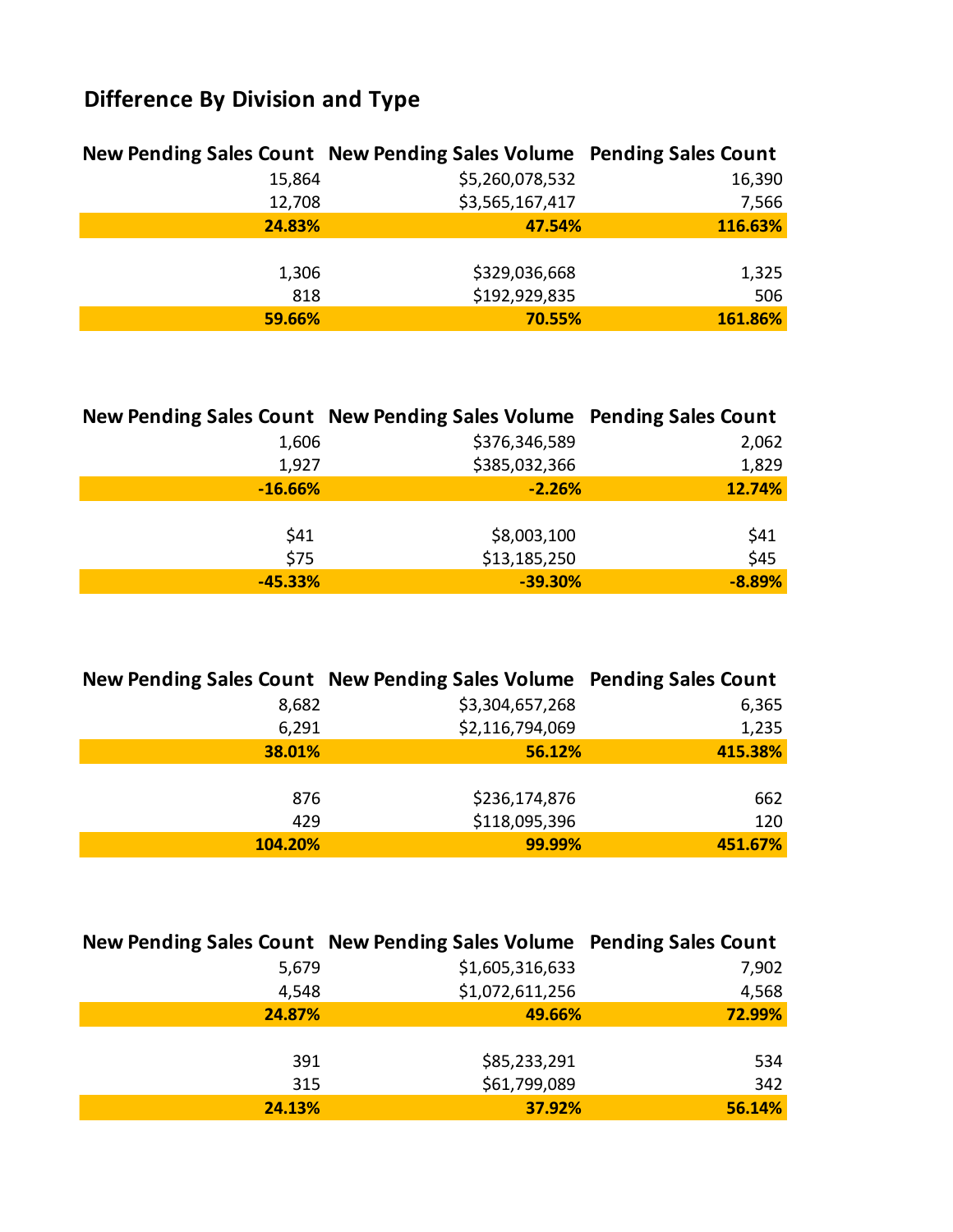## Difference By Division and Type

| New Pending Sales Count | New Pending Sales Volume | Pending Sales Count |
|---|---|---|
| 15,864 | $5,260,078,532 | 16,390 |
| 12,708 | $3,565,167,417 | 7,566 |
| **24.83%** | **47.54%** | **116.63%** |
| | | |
| 1,306 | $329,036,668 | 1,325 |
| 818 | $192,929,835 | 506 |
| **59.66%** | **70.55%** | **161.86%** |

| New Pending Sales Count | New Pending Sales Volume | Pending Sales Count |
|---|---|---|
| 1,606 | $376,346,589 | 2,062 |
| 1,927 | $385,032,366 | 1,829 |
| **-16.66%** | **-2.26%** | **12.74%** |
| | | |
| $41 | $8,003,100 | $41 |
| $75 | $13,185,250 | $45 |
| **-45.33%** | **-39.30%** | **-8.89%** |

| New Pending Sales Count | New Pending Sales Volume | Pending Sales Count |
|---|---|---|
| 8,682 | $3,304,657,268 | 6,365 |
| 6,291 | $2,116,794,069 | 1,235 |
| **38.01%** | **56.12%** | **415.38%** |
| | | |
| 876 | $236,174,876 | 662 |
| 429 | $118,095,396 | 120 |
| **104.20%** | **99.99%** | **451.67%** |

| New Pending Sales Count | New Pending Sales Volume | Pending Sales Count |
|---|---|---|
| 5,679 | $1,605,316,633 | 7,902 |
| 4,548 | $1,072,611,256 | 4,568 |
| **24.87%** | **49.66%** | **72.99%** |
| | | |
| 391 | $85,233,291 | 534 |
| 315 | $61,799,089 | 342 |
| **24.13%** | **37.92%** | **56.14%** |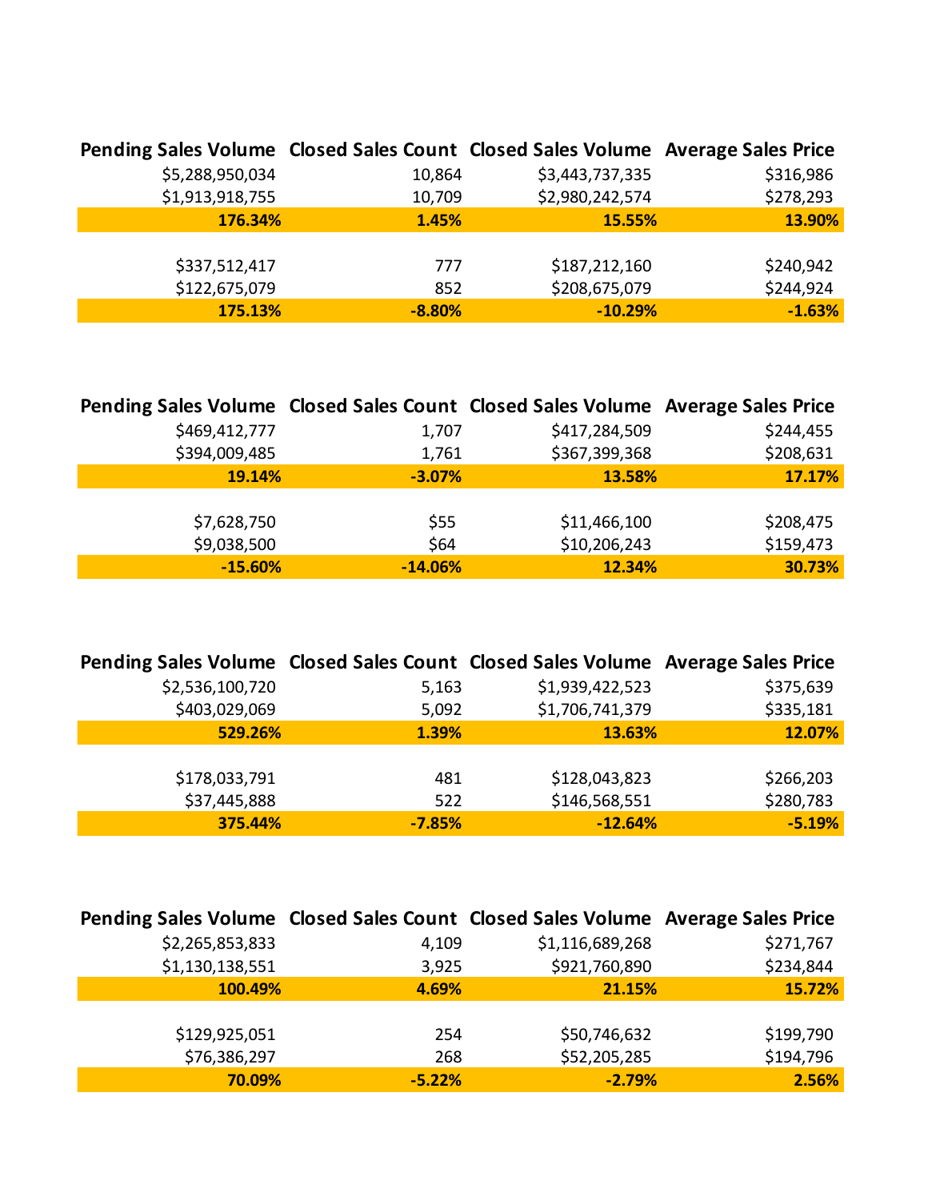| Pending Sales Volume | Closed Sales Count | Closed Sales Volume | Average Sales Price |
|---|---|---|---|
| $5,288,950,034 | 10,864 | $3,443,737,335 | $316,986 |
| $1,913,918,755 | 10,709 | $2,980,242,574 | $278,293 |
| **176.34%** | **1.45%** | **15.55%** | **13.90%** |
| | | | |
| $337,512,417 | 777 | $187,212,160 | $240,942 |
| $122,675,079 | 852 | $208,675,079 | $244,924 |
| **175.13%** | **-8.80%** | **-10.29%** | **-1.63%** |

| Pending Sales Volume | Closed Sales Count | Closed Sales Volume | Average Sales Price |
|---|---|---|---|
| $469,412,777 | 1,707 | $417,284,509 | $244,455 |
| $394,009,485 | 1,761 | $367,399,368 | $208,631 |
| **19.14%** | **-3.07%** | **13.58%** | **17.17%** |
| | | | |
| $7,628,750 | $55 | $11,466,100 | $208,475 |
| $9,038,500 | $64 | $10,206,243 | $159,473 |
| **-15.60%** | **-14.06%** | **12.34%** | **30.73%** |

| Pending Sales Volume | Closed Sales Count | Closed Sales Volume | Average Sales Price |
|---|---|---|---|
| $2,536,100,720 | 5,163 | $1,939,422,523 | $375,639 |
| $403,029,069 | 5,092 | $1,706,741,379 | $335,181 |
| **529.26%** | **1.39%** | **13.63%** | **12.07%** |
| | | | |
| $178,033,791 | 481 | $128,043,823 | $266,203 |
| $37,445,888 | 522 | $146,568,551 | $280,783 |
| **375.44%** | **-7.85%** | **-12.64%** | **-5.19%** |

| Pending Sales Volume | Closed Sales Count | Closed Sales Volume | Average Sales Price |
|---|---|---|---|
| $2,265,853,833 | 4,109 | $1,116,689,268 | $271,767 |
| $1,130,138,551 | 3,925 | $921,760,890 | $234,844 |
| **100.49%** | **4.69%** | **21.15%** | **15.72%** |
| | | | |
| $129,925,051 | 254 | $50,746,632 | $199,790 |
| $76,386,297 | 268 | $52,205,285 | $194,796 |
| **70.09%** | **-5.22%** | **-2.79%** | **2.56%** |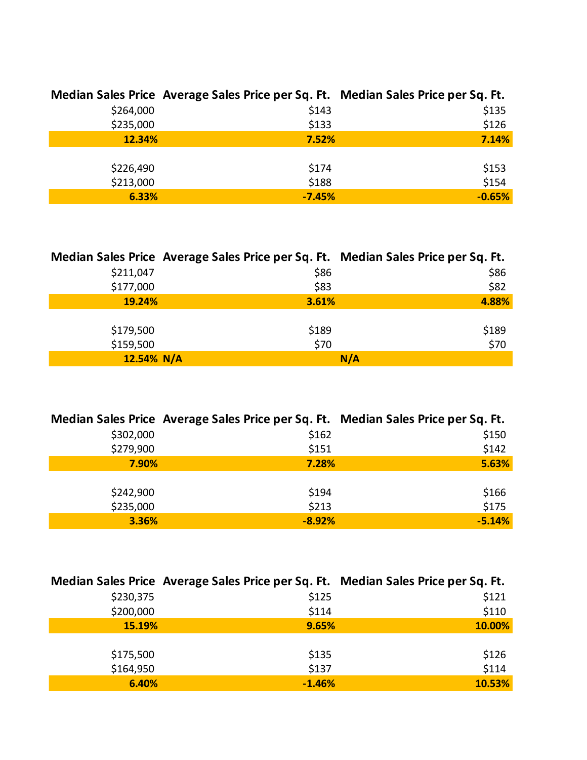| Median Sales Price | Average Sales Price per Sq. Ft. | Median Sales Price per Sq. Ft. |
| --- | --- | --- |
| $264,000 | $143 | $135 |
| $235,000 | $133 | $126 |
| **12.34%** | **7.52%** | **7.14%** |
| | | |
| $226,490 | $174 | $153 |
| $213,000 | $188 | $154 |
| **6.33%** | **-7.45%** | **-0.65%** |

| Median Sales Price | Average Sales Price per Sq. Ft. | Median Sales Price per Sq. Ft. |
| --- | --- | --- |
| $211,047 | $86 | $86 |
| $177,000 | $83 | $82 |
| **19.24%** | **3.61%** | **4.88%** |
| | | |
| $179,500 | $189 | $189 |
| $159,500 | $70 | $70 |
| **12.54%** | **N/A** | **N/A** |

| Median Sales Price | Average Sales Price per Sq. Ft. | Median Sales Price per Sq. Ft. |
| --- | --- | --- |
| $302,000 | $162 | $150 |
| $279,900 | $151 | $142 |
| **7.90%** | **7.28%** | **5.63%** |
| | | |
| $242,900 | $194 | $166 |
| $235,000 | $213 | $175 |
| **3.36%** | **-8.92%** | **-5.14%** |

| Median Sales Price | Average Sales Price per Sq. Ft. | Median Sales Price per Sq. Ft. |
| --- | --- | --- |
| $230,375 | $125 | $121 |
| $200,000 | $114 | $110 |
| **15.19%** | **9.65%** | **10.00%** |
| | | |
| $175,500 | $135 | $126 |
| $164,950 | $137 | $114 |
| **6.40%** | **-1.46%** | **10.53%** |